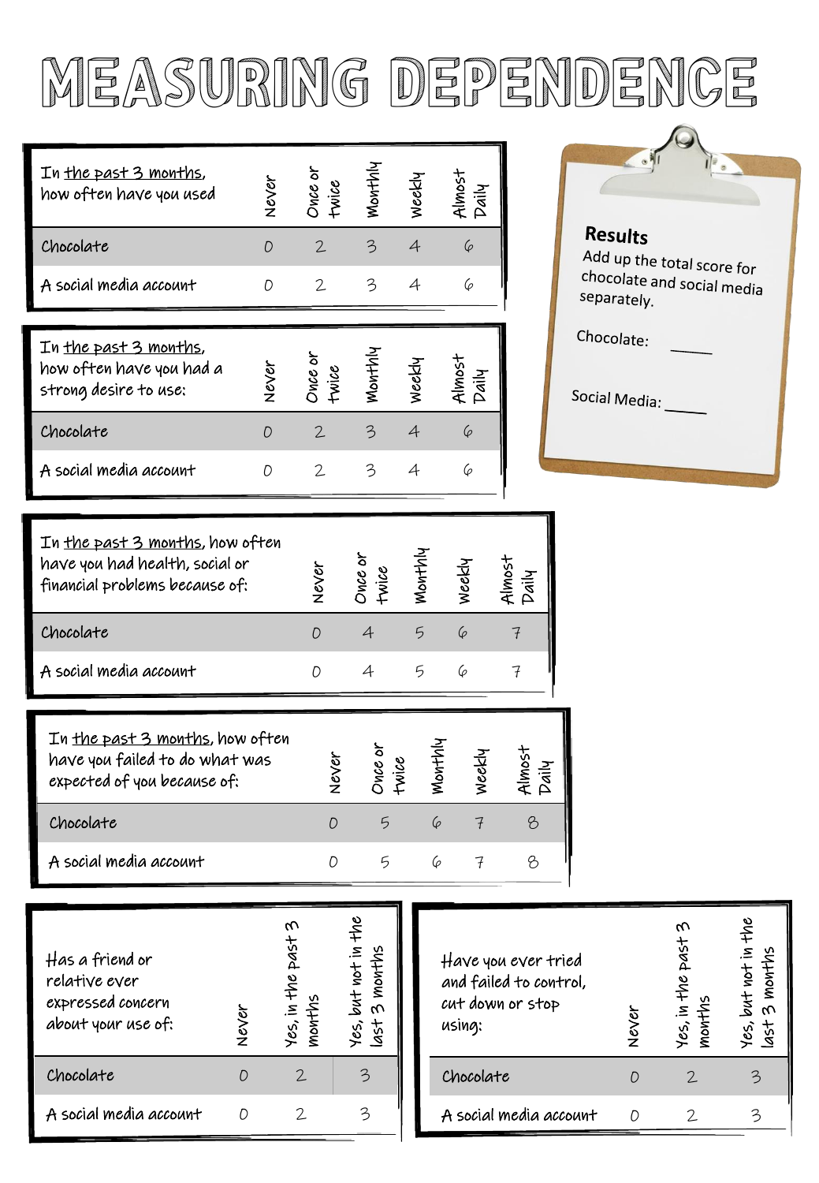# MEASURING DEPENDENCE

| In <u>the past 3 months</u>, how often have you used | Never | Once or twice | Monthly | Weekly | Almost Daily |
|---|---|---|---|---|---|
| Chocolate | 0 | 2 | 3 | 4 | 6 |
| A social media account | 0 | 2 | 3 | 4 | 6 |

| In <u>the past 3 months</u>, how often have you had a strong desire to use: | Never | Once or twice | Monthly | Weekly | Almost Daily |
|---|---|---|---|---|---|
| Chocolate | 0 | 2 | 3 | 4 | 6 |
| A social media account | 0 | 2 | 3 | 4 | 6 |

| In <u>the past 3 months</u>, how often have you had health, social or financial problems because of: | Never | Once or twice | Monthly | Weekly | Almost Daily |
|---|---|---|---|---|---|
| Chocolate | 0 | 4 | 5 | 6 | 7 |
| A social media account | 0 | 4 | 5 | 6 | 7 |

| In <u>the past 3 months</u>, how often have you failed to do what was expected of you because of: | Never | Once or twice | Monthly | Weekly | Almost Daily |
|---|---|---|---|---|---|
| Chocolate | 0 | 5 | 6 | 7 | 8 |
| A social media account | 0 | 5 | 6 | 7 | 8 |

| Has a friend or relative ever expressed concern about your use of: | Never | Yes, in the past 3 months | Yes, but not in the last 3 months |
|---|---|---|---|
| Chocolate | 0 | 2 | 3 |
| A social media account | 0 | 2 | 3 |

| Have you ever tried and failed to control, cut down or stop using: | Never | Yes, in the past 3 months | Yes, but not in the last 3 months |
|---|---|---|---|
| Chocolate | 0 | 2 | 3 |
| A social media account | 0 | 2 | 3 |

**Results**

Add up the total score for chocolate and social media separately.

Chocolate: _____

Social Media: _____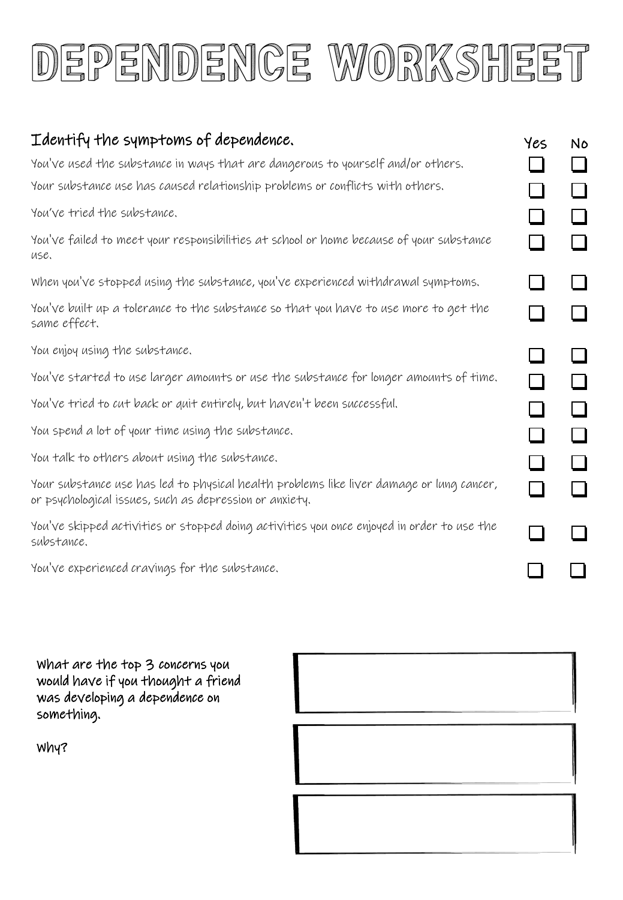# DEPENDENCE WORKSHEET

| Identify the symptoms of dependence. | Yes | No |
|---|---|---|
| You've used the substance in ways that are dangerous to yourself and/or others. | ☐ | ☐ |
| Your substance use has caused relationship problems or conflicts with others. | ☐ | ☐ |
| You've tried the substance. | ☐ | ☐ |
| You've failed to meet your responsibilities at school or home because of your substance use. | ☐ | ☐ |
| When you've stopped using the substance, you've experienced withdrawal symptoms. | ☐ | ☐ |
| You've built up a tolerance to the substance so that you have to use more to get the same effect. | ☐ | ☐ |
| You enjoy using the substance. | ☐ | ☐ |
| You've started to use larger amounts or use the substance for longer amounts of time. | ☐ | ☐ |
| You've tried to cut back or quit entirely, but haven't been successful. | ☐ | ☐ |
| You spend a lot of your time using the substance. | ☐ | ☐ |
| You talk to others about using the substance. | ☐ | ☐ |
| Your substance use has led to physical health problems like liver damage or lung cancer, or psychological issues, such as depression or anxiety. | ☐ | ☐ |
| You've skipped activities or stopped doing activities you once enjoyed in order to use the substance. | ☐ | ☐ |
| You've experienced cravings for the substance. | ☐ | ☐ |

What are the top 3 concerns you would have if you thought a friend was developing a dependence on something.

Why?